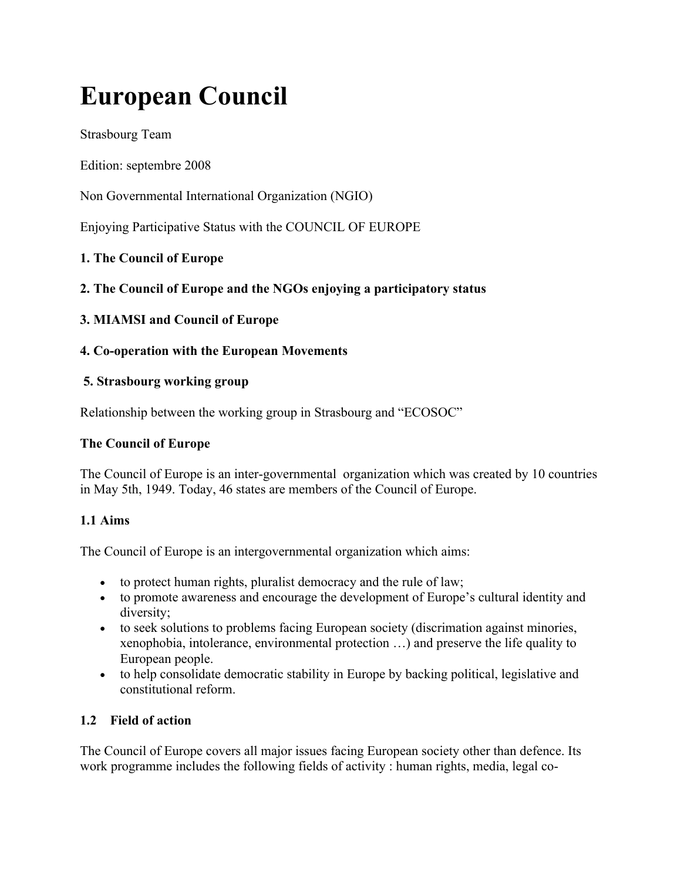# European Council

Strasbourg Team

Edition: septembre 2008

Non Governmental International Organization (NGIO)

Enjoying Participative Status with the COUNCIL OF EUROPE

**1. The Council of Europe**

**2. The Council of Europe and the NGOs enjoying a participatory status**

**3. MIAMSI and Council of Europe**

**4. Co-operation with the European Movements**

**5. Strasbourg working group**

Relationship between the working group in Strasbourg and "ECOSOC"

## The Council of Europe

The Council of Europe is an inter-governmental organization which was created by 10 countries in May 5th, 1949. Today, 46 states are members of the Council of Europe.

### 1.1 Aims

The Council of Europe is an intergovernmental organization which aims:

- to protect human rights, pluralist democracy and the rule of law;
- to promote awareness and encourage the development of Europe's cultural identity and diversity;
- to seek solutions to problems facing European society (discrimation against minories, xenophobia, intolerance, environmental protection …) and preserve the life quality to European people.
- to help consolidate democratic stability in Europe by backing political, legislative and constitutional reform.

### 1.2 Field of action

The Council of Europe covers all major issues facing European society other than defence. Its work programme includes the following fields of activity : human rights, media, legal co-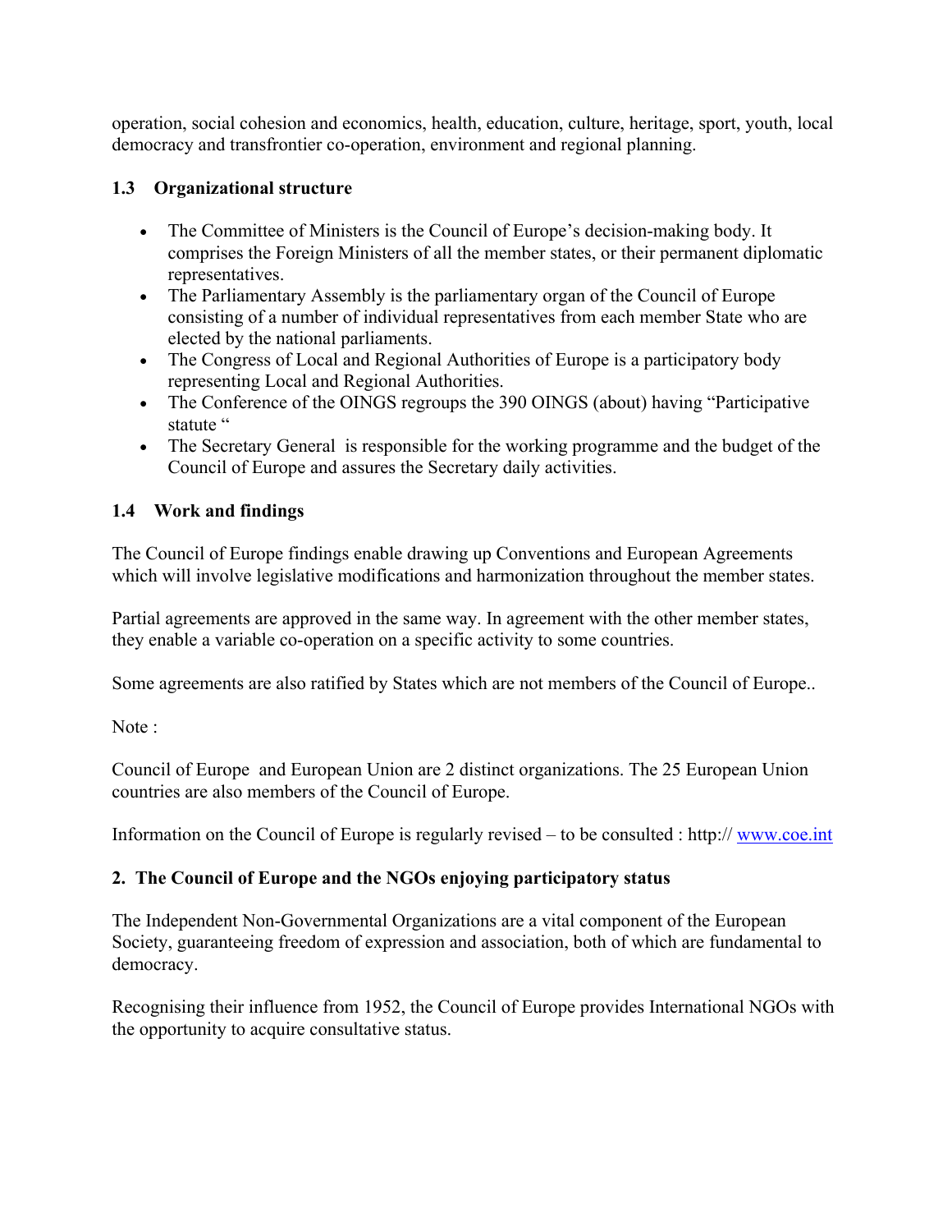operation, social cohesion and economics, health, education, culture, heritage, sport, youth, local democracy and transfrontier co-operation, environment and regional planning.

### 1.3 Organizational structure

- The Committee of Ministers is the Council of Europe's decision-making body. It comprises the Foreign Ministers of all the member states, or their permanent diplomatic representatives.
- The Parliamentary Assembly is the parliamentary organ of the Council of Europe consisting of a number of individual representatives from each member State who are elected by the national parliaments.
- The Congress of Local and Regional Authorities of Europe is a participatory body representing Local and Regional Authorities.
- The Conference of the OINGS regroups the 390 OINGS (about) having "Participative statute "
- The Secretary General is responsible for the working programme and the budget of the Council of Europe and assures the Secretary daily activities.

### 1.4 Work and findings

The Council of Europe findings enable drawing up Conventions and European Agreements which will involve legislative modifications and harmonization throughout the member states.

Partial agreements are approved in the same way. In agreement with the other member states, they enable a variable co-operation on a specific activity to some countries.

Some agreements are also ratified by States which are not members of the Council of Europe..

Note :

Council of Europe and European Union are 2 distinct organizations. The 25 European Union countries are also members of the Council of Europe.

Information on the Council of Europe is regularly revised – to be consulted : http:// www.coe.int

## 2. The Council of Europe and the NGOs enjoying participatory status

The Independent Non-Governmental Organizations are a vital component of the European Society, guaranteeing freedom of expression and association, both of which are fundamental to democracy.

Recognising their influence from 1952, the Council of Europe provides International NGOs with the opportunity to acquire consultative status.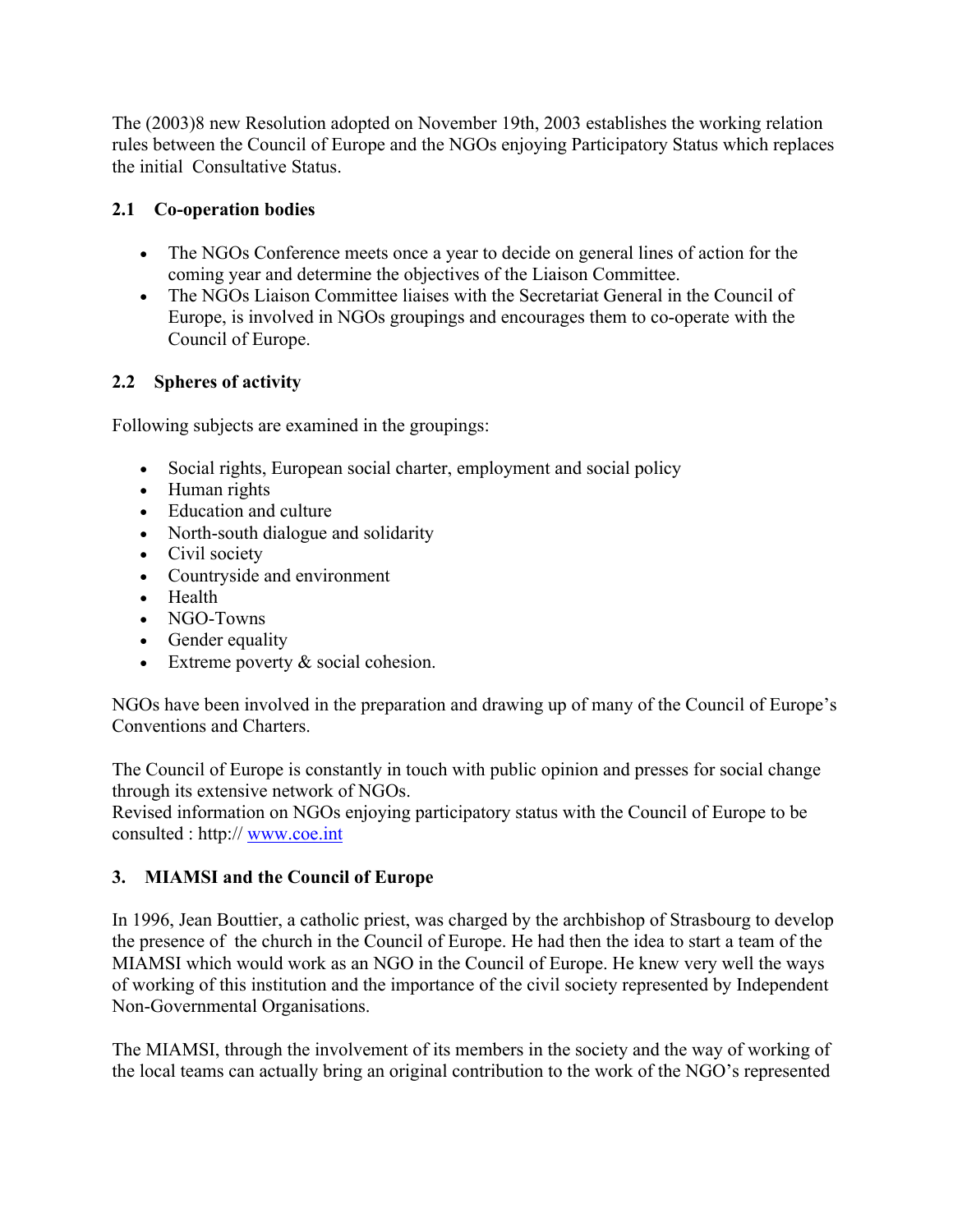The (2003)8 new Resolution adopted on November 19th, 2003 establishes the working relation rules between the Council of Europe and the NGOs enjoying Participatory Status which replaces the initial Consultative Status.

### 2.1 Co-operation bodies

- The NGOs Conference meets once a year to decide on general lines of action for the coming year and determine the objectives of the Liaison Committee.
- The NGOs Liaison Committee liaises with the Secretariat General in the Council of Europe, is involved in NGOs groupings and encourages them to co-operate with the Council of Europe.

### 2.2 Spheres of activity

Following subjects are examined in the groupings:

- Social rights, European social charter, employment and social policy
- Human rights
- Education and culture
- North-south dialogue and solidarity
- Civil society
- Countryside and environment
- Health
- NGO-Towns
- Gender equality
- Extreme poverty & social cohesion.

NGOs have been involved in the preparation and drawing up of many of the Council of Europe's Conventions and Charters.

The Council of Europe is constantly in touch with public opinion and presses for social change through its extensive network of NGOs.
Revised information on NGOs enjoying participatory status with the Council of Europe to be consulted : http:// www.coe.int

## 3. MIAMSI and the Council of Europe

In 1996, Jean Bouttier, a catholic priest, was charged by the archbishop of Strasbourg to develop the presence of the church in the Council of Europe. He had then the idea to start a team of the MIAMSI which would work as an NGO in the Council of Europe. He knew very well the ways of working of this institution and the importance of the civil society represented by Independent Non-Governmental Organisations.

The MIAMSI, through the involvement of its members in the society and the way of working of the local teams can actually bring an original contribution to the work of the NGO's represented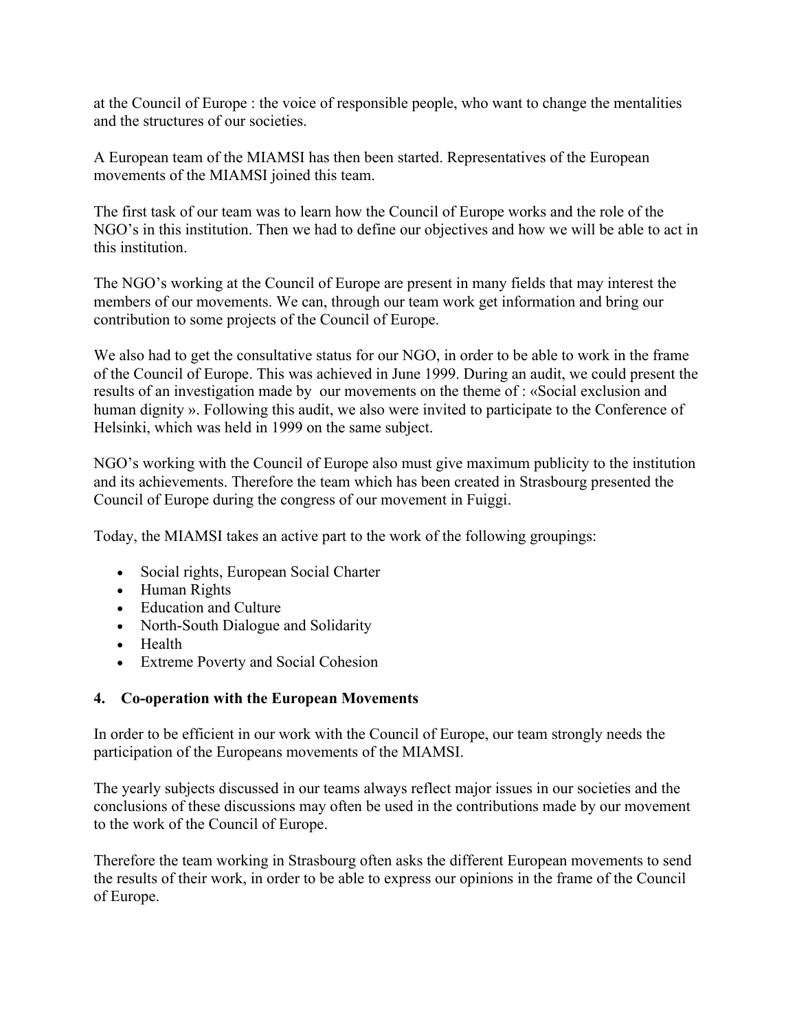at the Council of Europe : the voice of responsible people, who want to change the mentalities and the structures of our societies.

A European team of the MIAMSI has then been started. Representatives of the European movements of the MIAMSI joined this team.

The first task of our team was to learn how the Council of Europe works and the role of the NGO's in this institution. Then we had to define our objectives and how we will be able to act in this institution.

The NGO's working at the Council of Europe are present in many fields that may interest the members of our movements. We can, through our team work get information and bring our contribution to some projects of the Council of Europe.

We also had to get the consultative status for our NGO, in order to be able to work in the frame of the Council of Europe. This was achieved in June 1999. During an audit, we could present the results of an investigation made by our movements on the theme of : «Social exclusion and human dignity ». Following this audit, we also were invited to participate to the Conference of Helsinki, which was held in 1999 on the same subject.

NGO's working with the Council of Europe also must give maximum publicity to the institution and its achievements. Therefore the team which has been created in Strasbourg presented the Council of Europe during the congress of our movement in Fuiggi.

Today, the MIAMSI takes an active part to the work of the following groupings:

- Social rights, European Social Charter
- Human Rights
- Education and Culture
- North-South Dialogue and Solidarity
- Health
- Extreme Poverty and Social Cohesion

## 4. Co-operation with the European Movements

In order to be efficient in our work with the Council of Europe, our team strongly needs the participation of the Europeans movements of the MIAMSI.

The yearly subjects discussed in our teams always reflect major issues in our societies and the conclusions of these discussions may often be used in the contributions made by our movement to the work of the Council of Europe.

Therefore the team working in Strasbourg often asks the different European movements to send the results of their work, in order to be able to express our opinions in the frame of the Council of Europe.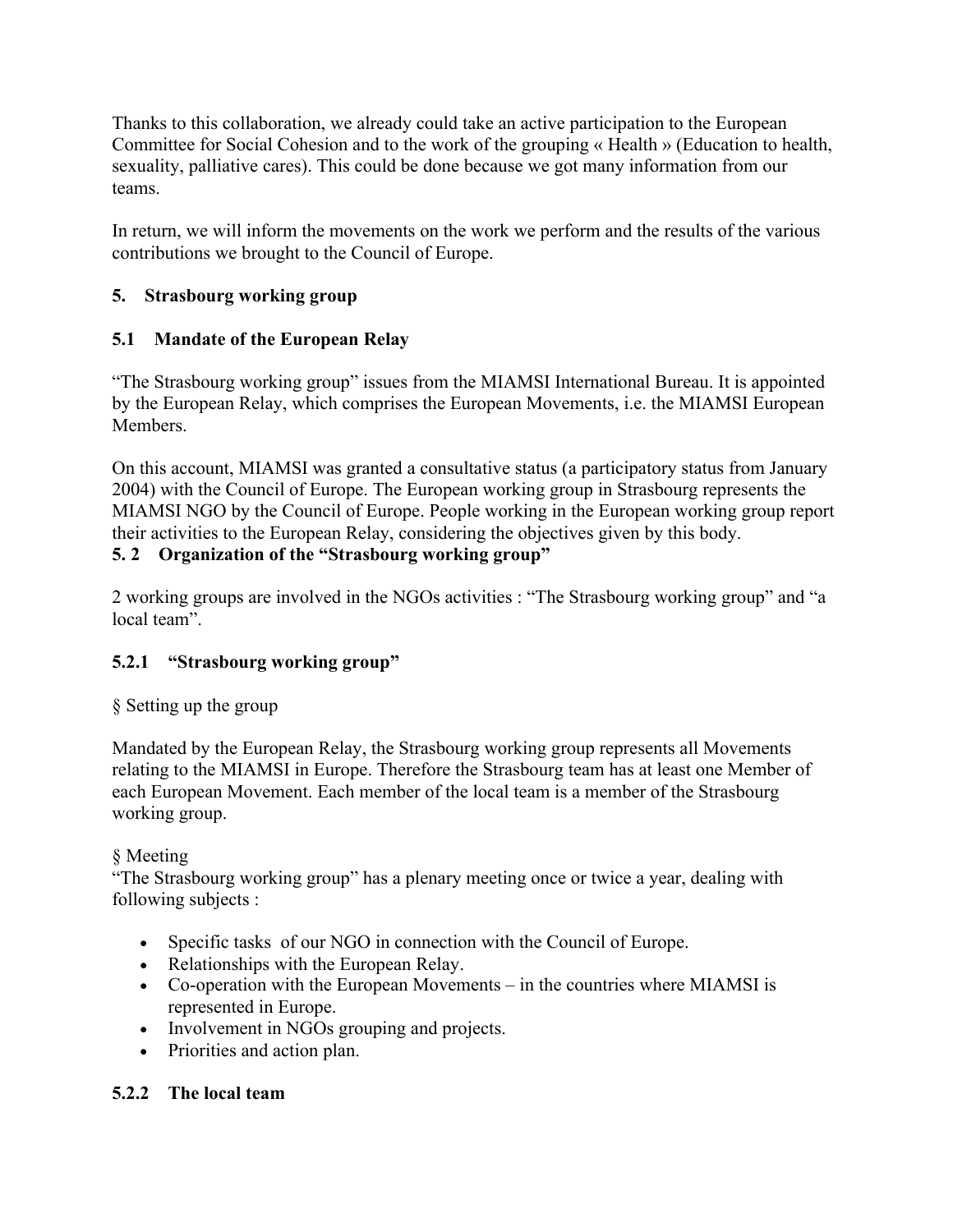Thanks to this collaboration, we already could take an active participation to the European Committee for Social Cohesion and to the work of the grouping « Health » (Education to health, sexuality, palliative cares). This could be done because we got many information from our teams.

In return, we will inform the movements on the work we perform and the results of the various contributions we brought to the Council of Europe.

## 5. Strasbourg working group

### 5.1 Mandate of the European Relay

"The Strasbourg working group" issues from the MIAMSI International Bureau. It is appointed by the European Relay, which comprises the European Movements, i.e. the MIAMSI European Members.

On this account, MIAMSI was granted a consultative status (a participatory status from January 2004) with the Council of Europe. The European working group in Strasbourg represents the MIAMSI NGO by the Council of Europe. People working in the European working group report their activities to the European Relay, considering the objectives given by this body.

### 5. 2 Organization of the "Strasbourg working group"

2 working groups are involved in the NGOs activities : "The Strasbourg working group" and "a local team".

#### 5.2.1 "Strasbourg working group"

§ Setting up the group

Mandated by the European Relay, the Strasbourg working group represents all Movements relating to the MIAMSI in Europe. Therefore the Strasbourg team has at least one Member of each European Movement. Each member of the local team is a member of the Strasbourg working group.

§ Meeting

"The Strasbourg working group" has a plenary meeting once or twice a year, dealing with following subjects :

- Specific tasks of our NGO in connection with the Council of Europe.
- Relationships with the European Relay.
- Co-operation with the European Movements – in the countries where MIAMSI is represented in Europe.
- Involvement in NGOs grouping and projects.
- Priorities and action plan.

#### 5.2.2 The local team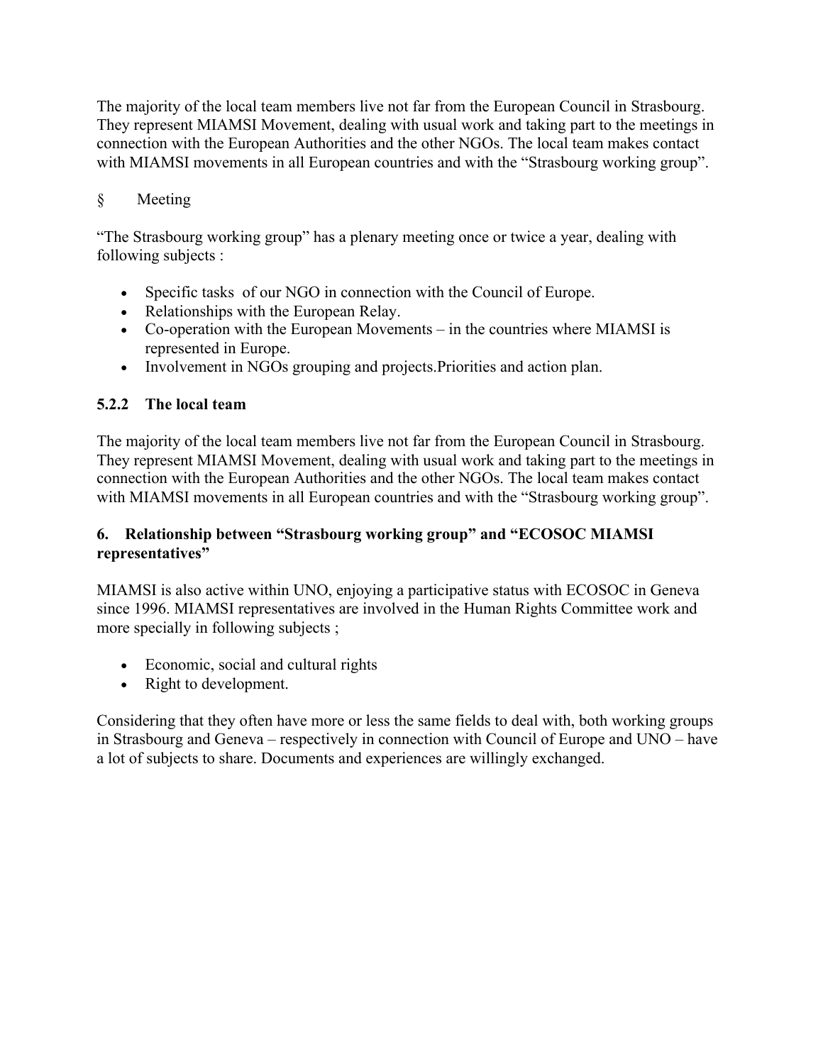The majority of the local team members live not far from the European Council in Strasbourg. They represent MIAMSI Movement, dealing with usual work and taking part to the meetings in connection with the European Authorities and the other NGOs. The local team makes contact with MIAMSI movements in all European countries and with the "Strasbourg working group".

§ Meeting

"The Strasbourg working group" has a plenary meeting once or twice a year, dealing with following subjects :

- Specific tasks of our NGO in connection with the Council of Europe.
- Relationships with the European Relay.
- Co-operation with the European Movements – in the countries where MIAMSI is represented in Europe.
- Involvement in NGOs grouping and projects.Priorities and action plan.

### 5.2.2 The local team

The majority of the local team members live not far from the European Council in Strasbourg. They represent MIAMSI Movement, dealing with usual work and taking part to the meetings in connection with the European Authorities and the other NGOs. The local team makes contact with MIAMSI movements in all European countries and with the "Strasbourg working group".

## 6. Relationship between "Strasbourg working group" and "ECOSOC MIAMSI representatives"

MIAMSI is also active within UNO, enjoying a participative status with ECOSOC in Geneva since 1996. MIAMSI representatives are involved in the Human Rights Committee work and more specially in following subjects ;

- Economic, social and cultural rights
- Right to development.

Considering that they often have more or less the same fields to deal with, both working groups in Strasbourg and Geneva – respectively in connection with Council of Europe and UNO – have a lot of subjects to share. Documents and experiences are willingly exchanged.